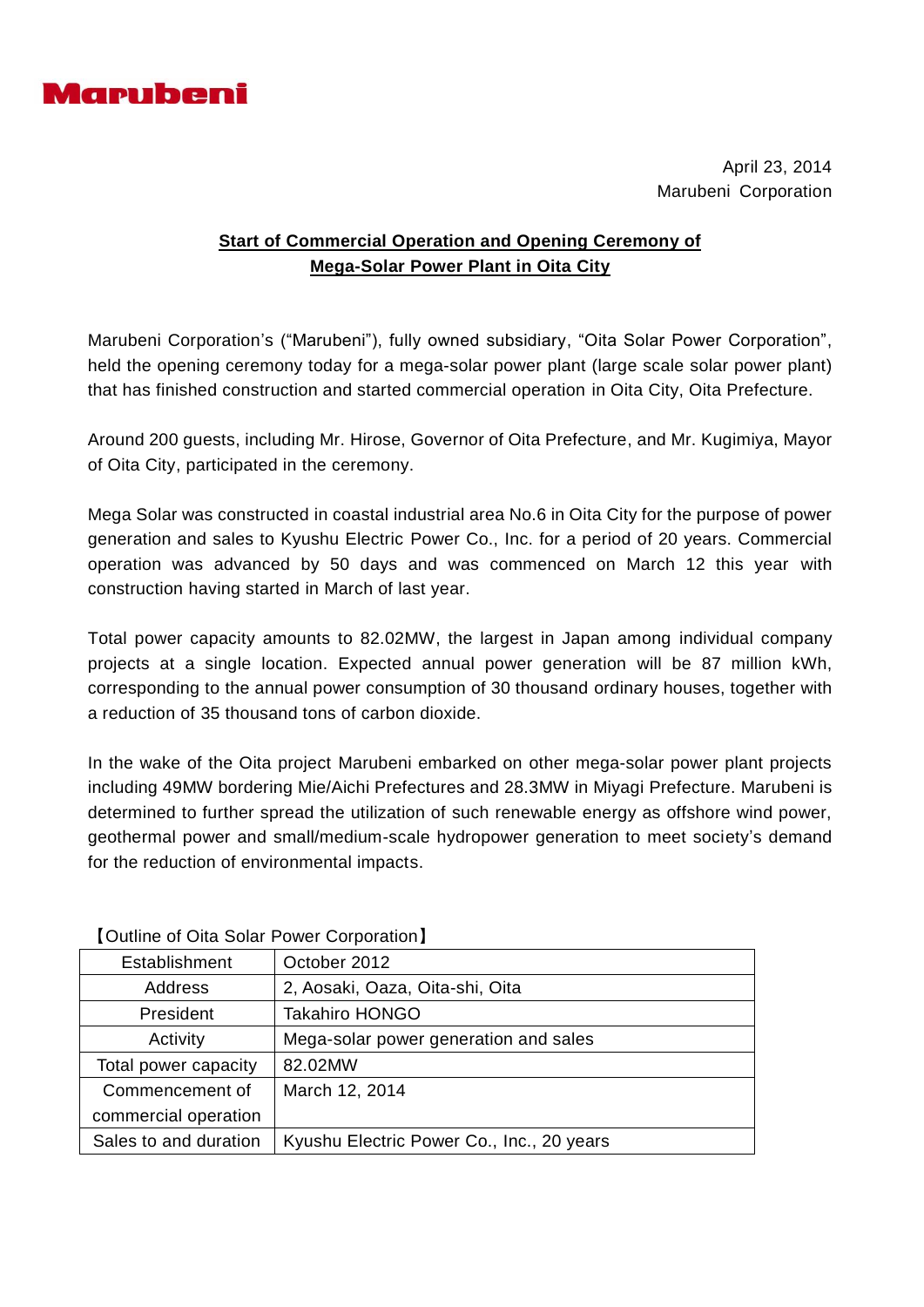Marubeni

April 23, 2014
Marubeni Corporation

## Start of Commercial Operation and Opening Ceremony of Mega-Solar Power Plant in Oita City

Marubeni Corporation's ("Marubeni"), fully owned subsidiary, "Oita Solar Power Corporation", held the opening ceremony today for a mega-solar power plant (large scale solar power plant) that has finished construction and started commercial operation in Oita City, Oita Prefecture.

Around 200 guests, including Mr. Hirose, Governor of Oita Prefecture, and Mr. Kugimiya, Mayor of Oita City, participated in the ceremony.

Mega Solar was constructed in coastal industrial area No.6 in Oita City for the purpose of power generation and sales to Kyushu Electric Power Co., Inc. for a period of 20 years. Commercial operation was advanced by 50 days and was commenced on March 12 this year with construction having started in March of last year.

Total power capacity amounts to 82.02MW, the largest in Japan among individual company projects at a single location. Expected annual power generation will be 87 million kWh, corresponding to the annual power consumption of 30 thousand ordinary houses, together with a reduction of 35 thousand tons of carbon dioxide.

In the wake of the Oita project Marubeni embarked on other mega-solar power plant projects including 49MW bordering Mie/Aichi Prefectures and 28.3MW in Miyagi Prefecture. Marubeni is determined to further spread the utilization of such renewable energy as offshore wind power, geothermal power and small/medium-scale hydropower generation to meet society's demand for the reduction of environmental impacts.

【Outline of Oita Solar Power Corporation】

| | |
|---|---|
| Establishment | October 2012 |
| Address | 2, Aosaki, Oaza, Oita-shi, Oita |
| President | Takahiro HONGO |
| Activity | Mega-solar power generation and sales |
| Total power capacity | 82.02MW |
| Commencement of commercial operation | March 12, 2014 |
| Sales to and duration | Kyushu Electric Power Co., Inc., 20 years |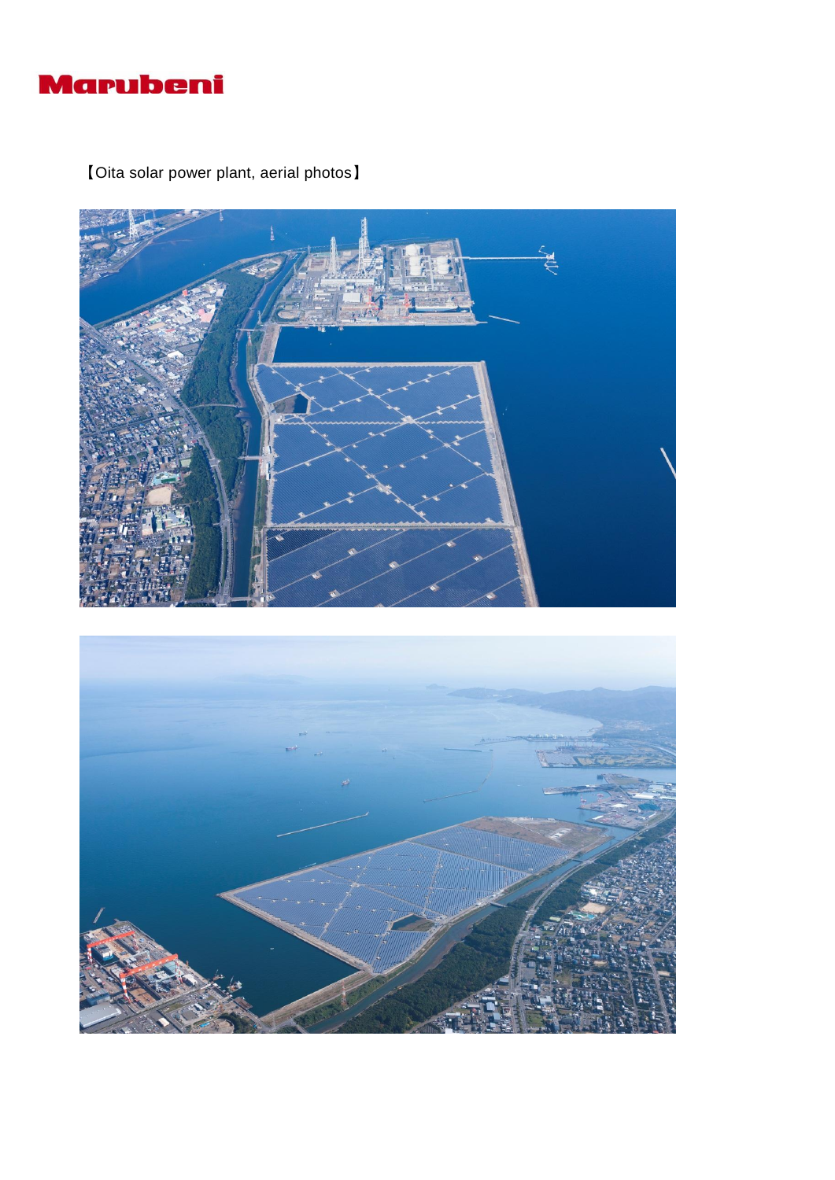【Oita solar power plant, aerial photos】